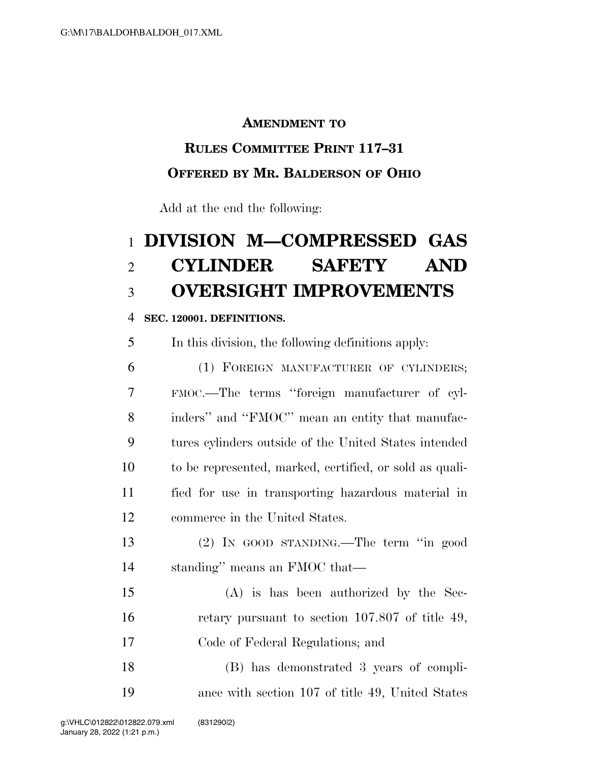**AMENDMENT TO**

**RULES COMMITTEE PRINT 117–31**

**OFFERED BY MR. BALDERSON OF OHIO**

Add at the end the following:

# DIVISION M—COMPRESSED GAS CYLINDER SAFETY AND OVERSIGHT IMPROVEMENTS

**SEC. 120001. DEFINITIONS.**

In this division, the following definitions apply:

(1) FOREIGN MANUFACTURER OF CYLINDERS; FMOC.—The terms ''foreign manufacturer of cylinders'' and ''FMOC'' mean an entity that manufactures cylinders outside of the United States intended to be represented, marked, certified, or sold as qualified for use in transporting hazardous material in commerce in the United States.

(2) IN GOOD STANDING.—The term ''in good standing'' means an FMOC that—

(A) is has been authorized by the Secretary pursuant to section 107.807 of title 49, Code of Federal Regulations; and

(B) has demonstrated 3 years of compliance with section 107 of title 49, United States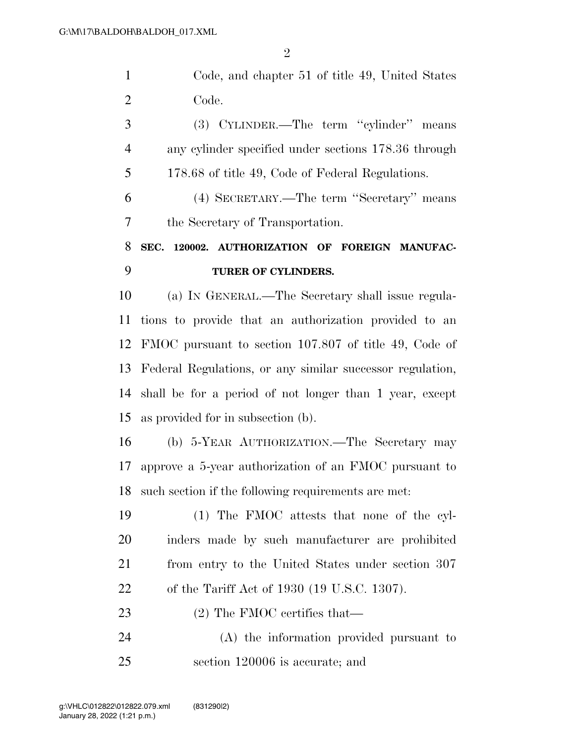Code, and chapter 51 of title 49, United States Code.

(3) CYLINDER.—The term ''cylinder'' means any cylinder specified under sections 178.36 through 178.68 of title 49, Code of Federal Regulations.

(4) SECRETARY.—The term ''Secretary'' means the Secretary of Transportation.

**SEC. 120002. AUTHORIZATION OF FOREIGN MANUFACTURER OF CYLINDERS.**

(a) IN GENERAL.—The Secretary shall issue regulations to provide that an authorization provided to an FMOC pursuant to section 107.807 of title 49, Code of Federal Regulations, or any similar successor regulation, shall be for a period of not longer than 1 year, except as provided for in subsection (b).

(b) 5-YEAR AUTHORIZATION.—The Secretary may approve a 5-year authorization of an FMOC pursuant to such section if the following requirements are met:

(1) The FMOC attests that none of the cylinders made by such manufacturer are prohibited from entry to the United States under section 307 of the Tariff Act of 1930 (19 U.S.C. 1307).

(2) The FMOC certifies that—

(A) the information provided pursuant to section 120006 is accurate; and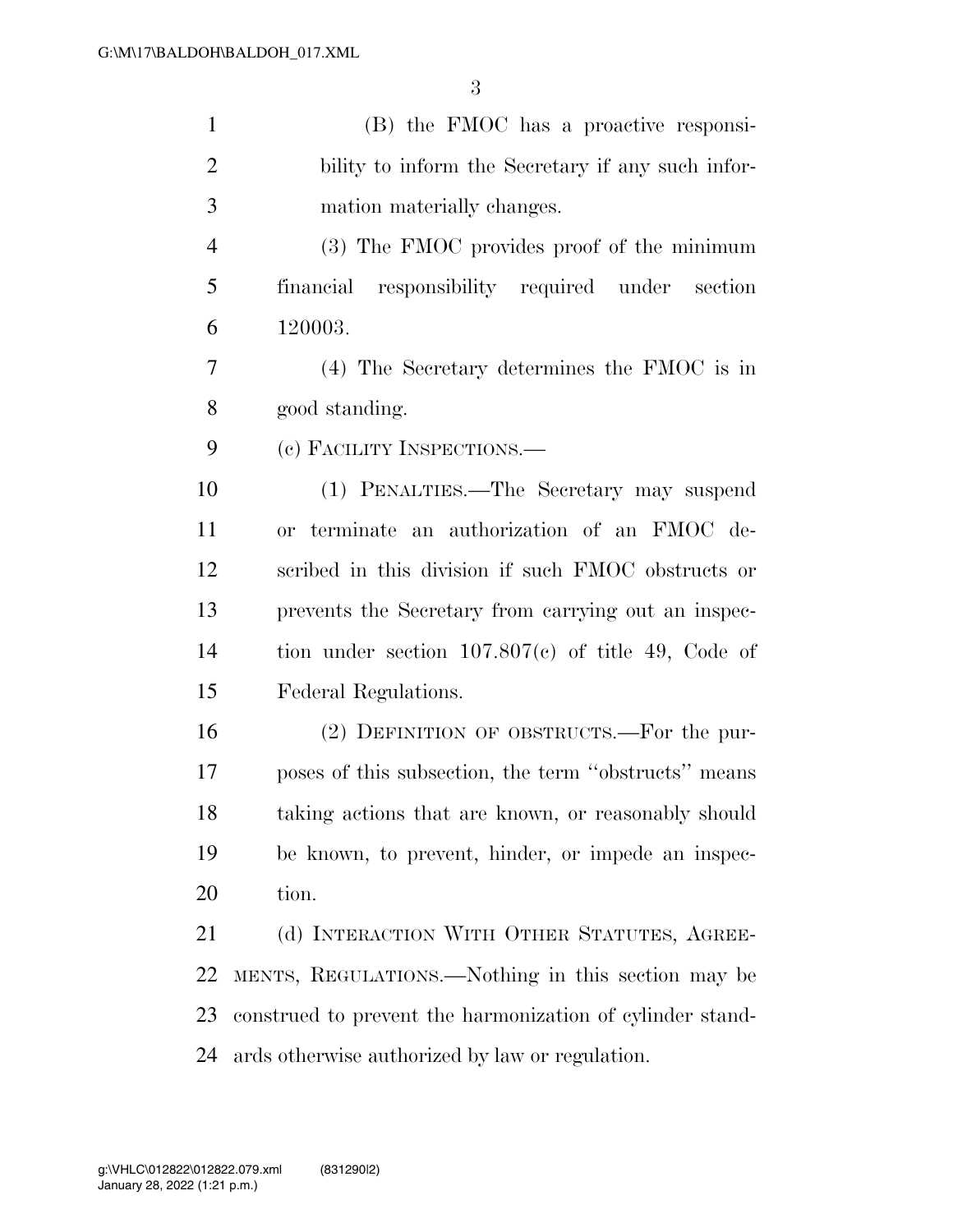(B) the FMOC has a proactive responsibility to inform the Secretary if any such information materially changes.

(3) The FMOC provides proof of the minimum financial responsibility required under section 120003.

(4) The Secretary determines the FMOC is in good standing.

(c) FACILITY INSPECTIONS.—

(1) PENALTIES.—The Secretary may suspend or terminate an authorization of an FMOC described in this division if such FMOC obstructs or prevents the Secretary from carrying out an inspection under section 107.807(c) of title 49, Code of Federal Regulations.

(2) DEFINITION OF OBSTRUCTS.—For the purposes of this subsection, the term ''obstructs'' means taking actions that are known, or reasonably should be known, to prevent, hinder, or impede an inspection.

(d) INTERACTION WITH OTHER STATUTES, AGREEMENTS, REGULATIONS.—Nothing in this section may be construed to prevent the harmonization of cylinder standards otherwise authorized by law or regulation.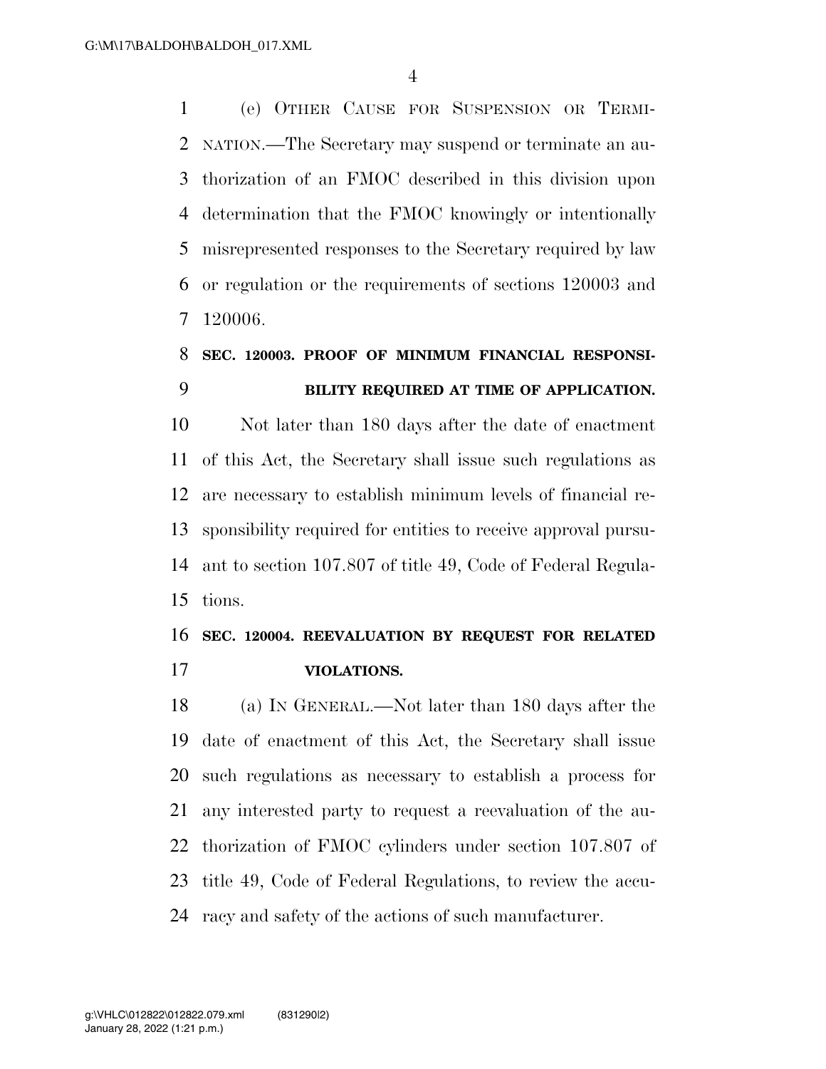(e) OTHER CAUSE FOR SUSPENSION OR TERMINATION.—The Secretary may suspend or terminate an authorization of an FMOC described in this division upon determination that the FMOC knowingly or intentionally misrepresented responses to the Secretary required by law or regulation or the requirements of sections 120003 and 120006.

**SEC. 120003. PROOF OF MINIMUM FINANCIAL RESPONSIBILITY REQUIRED AT TIME OF APPLICATION.**

Not later than 180 days after the date of enactment of this Act, the Secretary shall issue such regulations as are necessary to establish minimum levels of financial responsibility required for entities to receive approval pursuant to section 107.807 of title 49, Code of Federal Regulations.

**SEC. 120004. REEVALUATION BY REQUEST FOR RELATED VIOLATIONS.**

(a) IN GENERAL.—Not later than 180 days after the date of enactment of this Act, the Secretary shall issue such regulations as necessary to establish a process for any interested party to request a reevaluation of the authorization of FMOC cylinders under section 107.807 of title 49, Code of Federal Regulations, to review the accuracy and safety of the actions of such manufacturer.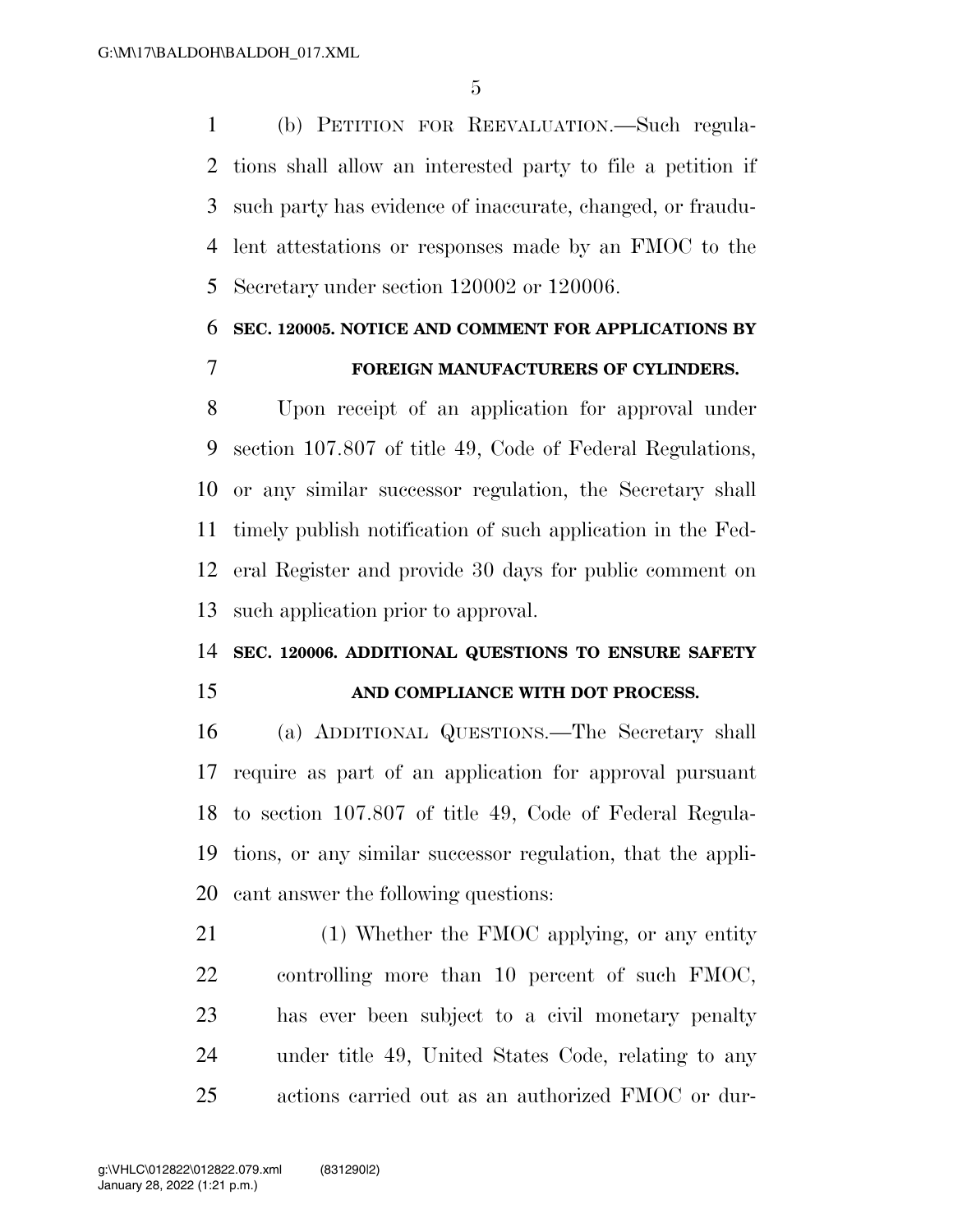(b) PETITION FOR REEVALUATION.—Such regulations shall allow an interested party to file a petition if such party has evidence of inaccurate, changed, or fraudulent attestations or responses made by an FMOC to the Secretary under section 120002 or 120006.

### SEC. 120005. NOTICE AND COMMENT FOR APPLICATIONS BY FOREIGN MANUFACTURERS OF CYLINDERS.

Upon receipt of an application for approval under section 107.807 of title 49, Code of Federal Regulations, or any similar successor regulation, the Secretary shall timely publish notification of such application in the Federal Register and provide 30 days for public comment on such application prior to approval.

### SEC. 120006. ADDITIONAL QUESTIONS TO ENSURE SAFETY AND COMPLIANCE WITH DOT PROCESS.

(a) ADDITIONAL QUESTIONS.—The Secretary shall require as part of an application for approval pursuant to section 107.807 of title 49, Code of Federal Regulations, or any similar successor regulation, that the applicant answer the following questions:

(1) Whether the FMOC applying, or any entity controlling more than 10 percent of such FMOC, has ever been subject to a civil monetary penalty under title 49, United States Code, relating to any actions carried out as an authorized FMOC or dur-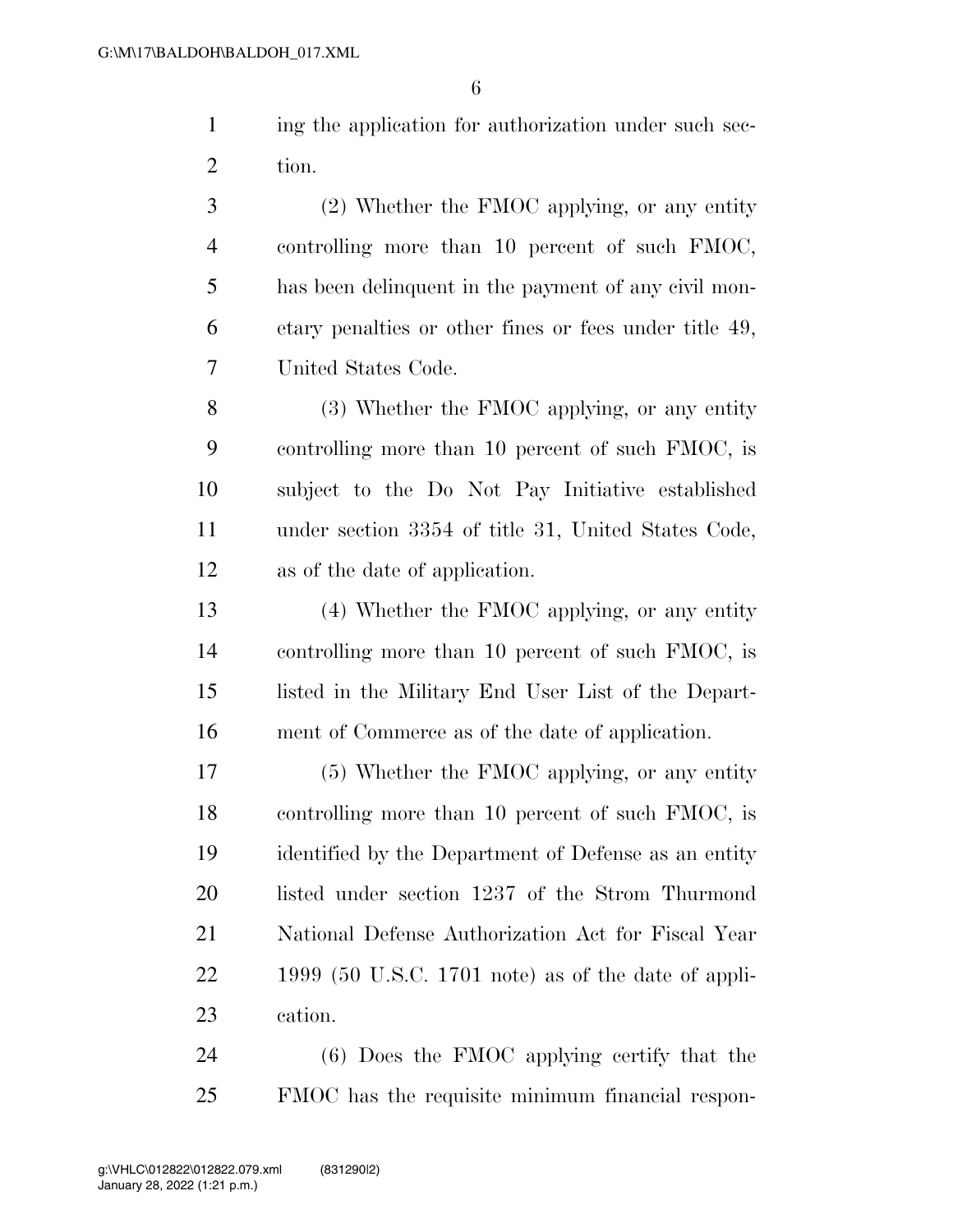ing the application for authorization under such section.

(2) Whether the FMOC applying, or any entity controlling more than 10 percent of such FMOC, has been delinquent in the payment of any civil monetary penalties or other fines or fees under title 49, United States Code.

(3) Whether the FMOC applying, or any entity controlling more than 10 percent of such FMOC, is subject to the Do Not Pay Initiative established under section 3354 of title 31, United States Code, as of the date of application.

(4) Whether the FMOC applying, or any entity controlling more than 10 percent of such FMOC, is listed in the Military End User List of the Department of Commerce as of the date of application.

(5) Whether the FMOC applying, or any entity controlling more than 10 percent of such FMOC, is identified by the Department of Defense as an entity listed under section 1237 of the Strom Thurmond National Defense Authorization Act for Fiscal Year 1999 (50 U.S.C. 1701 note) as of the date of application.

(6) Does the FMOC applying certify that the FMOC has the requisite minimum financial respon-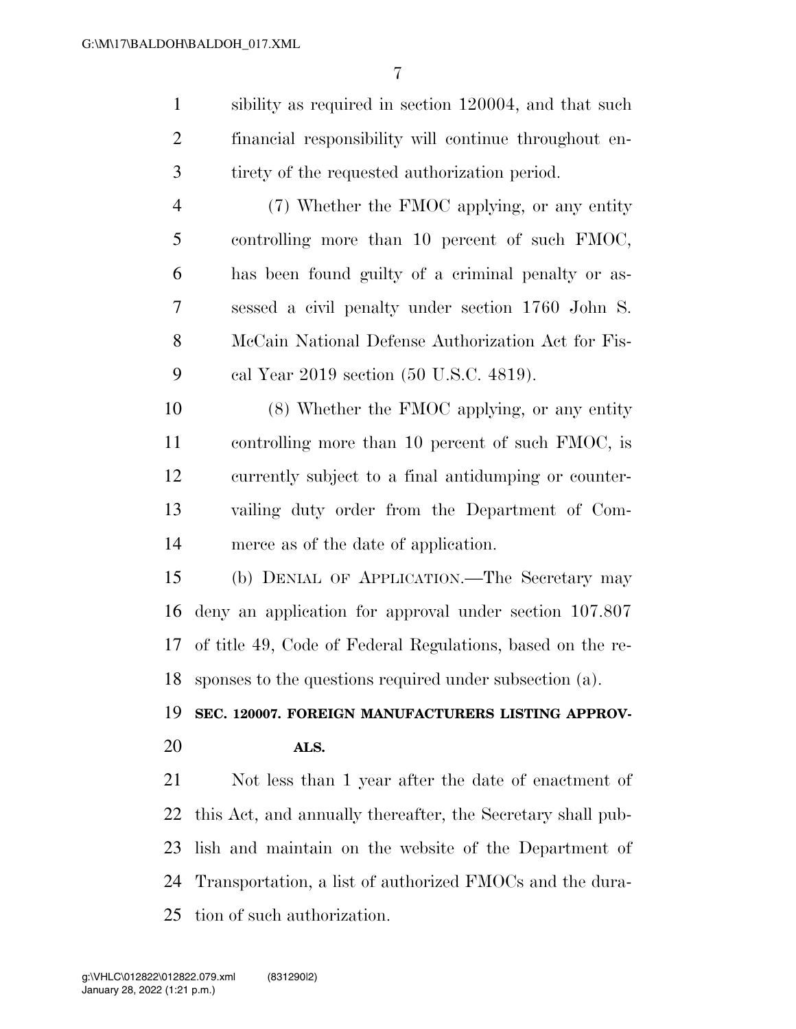sibility as required in section 120004, and that such financial responsibility will continue throughout entirety of the requested authorization period.

(7) Whether the FMOC applying, or any entity controlling more than 10 percent of such FMOC, has been found guilty of a criminal penalty or assessed a civil penalty under section 1760 John S. McCain National Defense Authorization Act for Fiscal Year 2019 section (50 U.S.C. 4819).

(8) Whether the FMOC applying, or any entity controlling more than 10 percent of such FMOC, is currently subject to a final antidumping or countervailing duty order from the Department of Commerce as of the date of application.

(b) DENIAL OF APPLICATION.—The Secretary may deny an application for approval under section 107.807 of title 49, Code of Federal Regulations, based on the responses to the questions required under subsection (a).

**SEC. 120007. FOREIGN MANUFACTURERS LISTING APPROVALS.**

Not less than 1 year after the date of enactment of this Act, and annually thereafter, the Secretary shall publish and maintain on the website of the Department of Transportation, a list of authorized FMOCs and the duration of such authorization.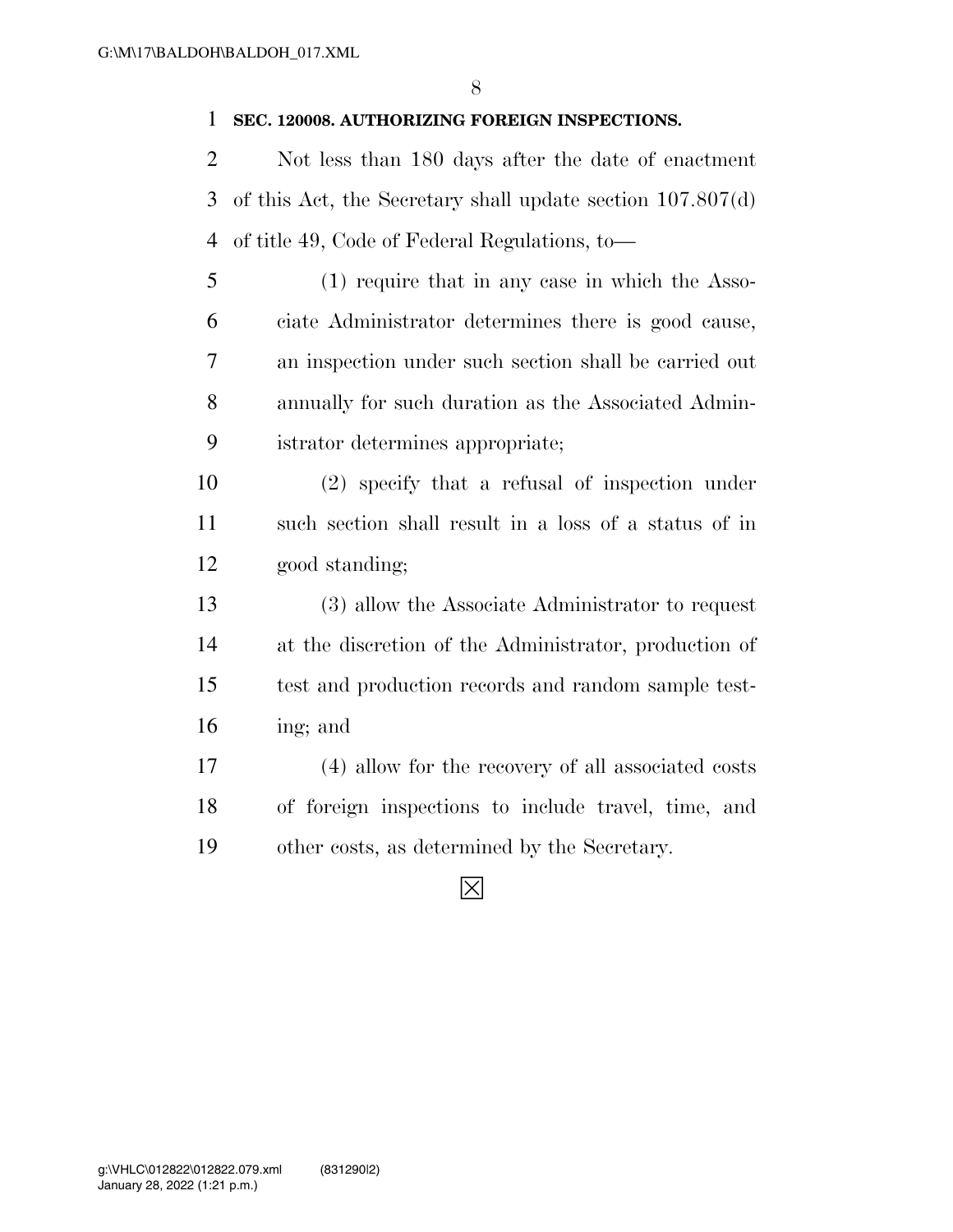**SEC. 120008. AUTHORIZING FOREIGN INSPECTIONS.**

Not less than 180 days after the date of enactment of this Act, the Secretary shall update section 107.807(d) of title 49, Code of Federal Regulations, to—

(1) require that in any case in which the Associate Administrator determines there is good cause, an inspection under such section shall be carried out annually for such duration as the Associated Administrator determines appropriate;

(2) specify that a refusal of inspection under such section shall result in a loss of a status of in good standing;

(3) allow the Associate Administrator to request at the discretion of the Administrator, production of test and production records and random sample testing; and

(4) allow for the recovery of all associated costs of foreign inspections to include travel, time, and other costs, as determined by the Secretary.